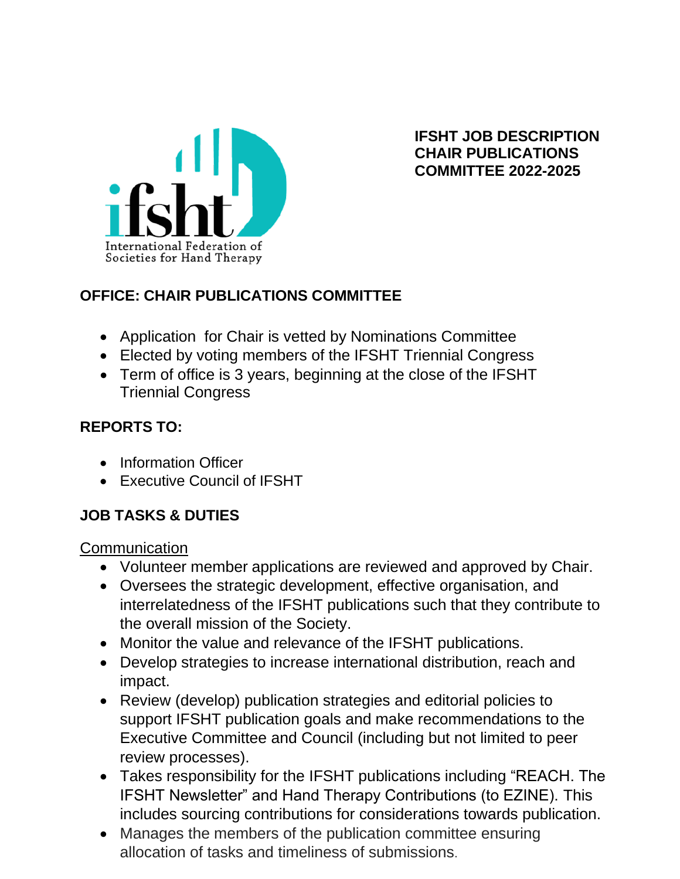ifsht
International Federation of Societies for Hand Therapy

**IFSHT JOB DESCRIPTION CHAIR PUBLICATIONS COMMITTEE 2022-2025**

## OFFICE: CHAIR PUBLICATIONS COMMITTEE

- Application for Chair is vetted by Nominations Committee
- Elected by voting members of the IFSHT Triennial Congress
- Term of office is 3 years, beginning at the close of the IFSHT Triennial Congress

## REPORTS TO:

- Information Officer
- Executive Council of IFSHT

## JOB TASKS & DUTIES

<u>Communication</u>

- Volunteer member applications are reviewed and approved by Chair.
- Oversees the strategic development, effective organisation, and interrelatedness of the IFSHT publications such that they contribute to the overall mission of the Society.
- Monitor the value and relevance of the IFSHT publications.
- Develop strategies to increase international distribution, reach and impact.
- Review (develop) publication strategies and editorial policies to support IFSHT publication goals and make recommendations to the Executive Committee and Council (including but not limited to peer review processes).
- Takes responsibility for the IFSHT publications including "REACH. The IFSHT Newsletter" and Hand Therapy Contributions (to EZINE). This includes sourcing contributions for considerations towards publication.
- Manages the members of the publication committee ensuring allocation of tasks and timeliness of submissions.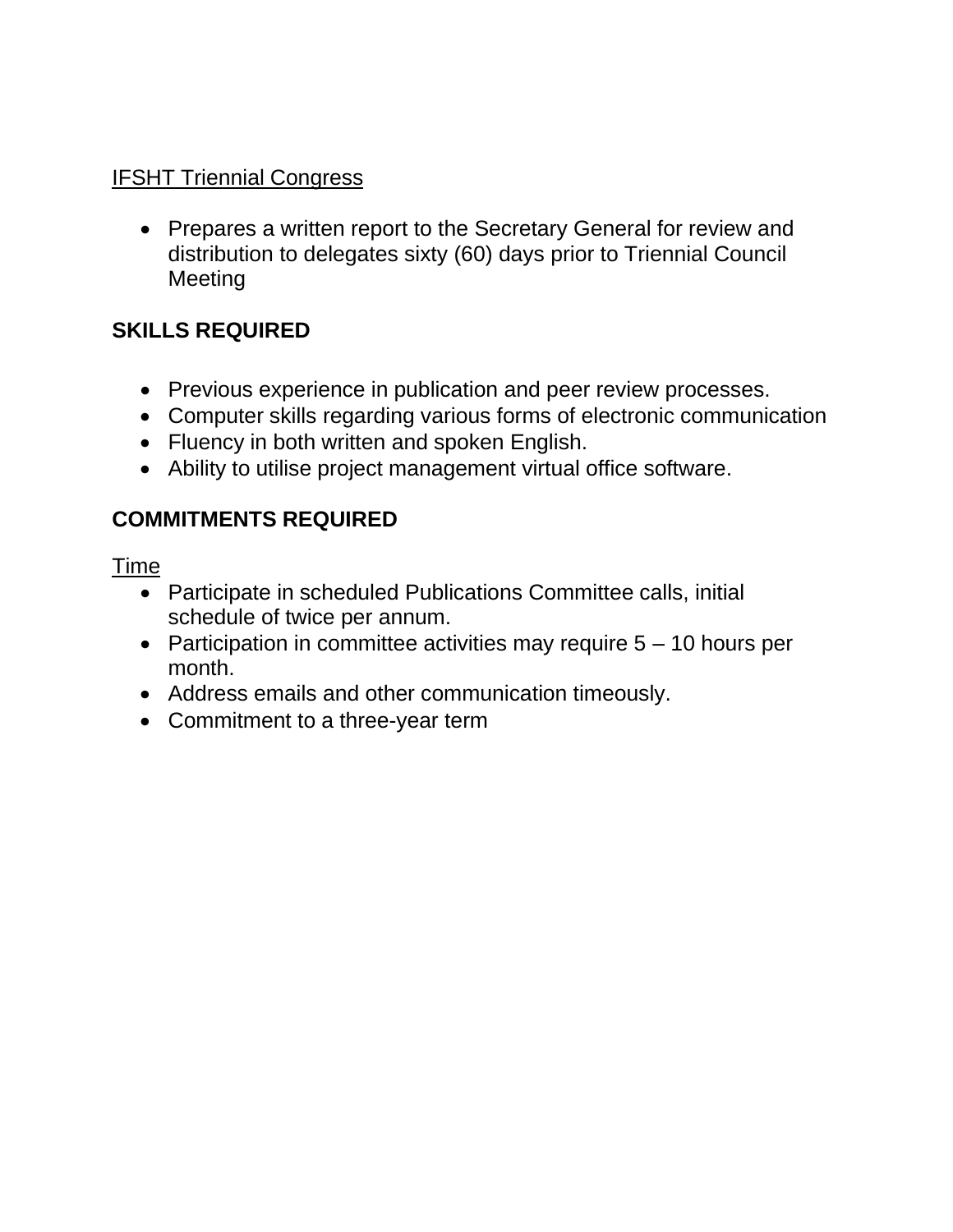<u>IFSHT Triennial Congress</u>

- Prepares a written report to the Secretary General for review and distribution to delegates sixty (60) days prior to Triennial Council Meeting

**SKILLS REQUIRED**

- Previous experience in publication and peer review processes.
- Computer skills regarding various forms of electronic communication
- Fluency in both written and spoken English.
- Ability to utilise project management virtual office software.

**COMMITMENTS REQUIRED**

<u>Time</u>

- Participate in scheduled Publications Committee calls, initial schedule of twice per annum.
- Participation in committee activities may require 5 – 10 hours per month.
- Address emails and other communication timeously.
- Commitment to a three-year term